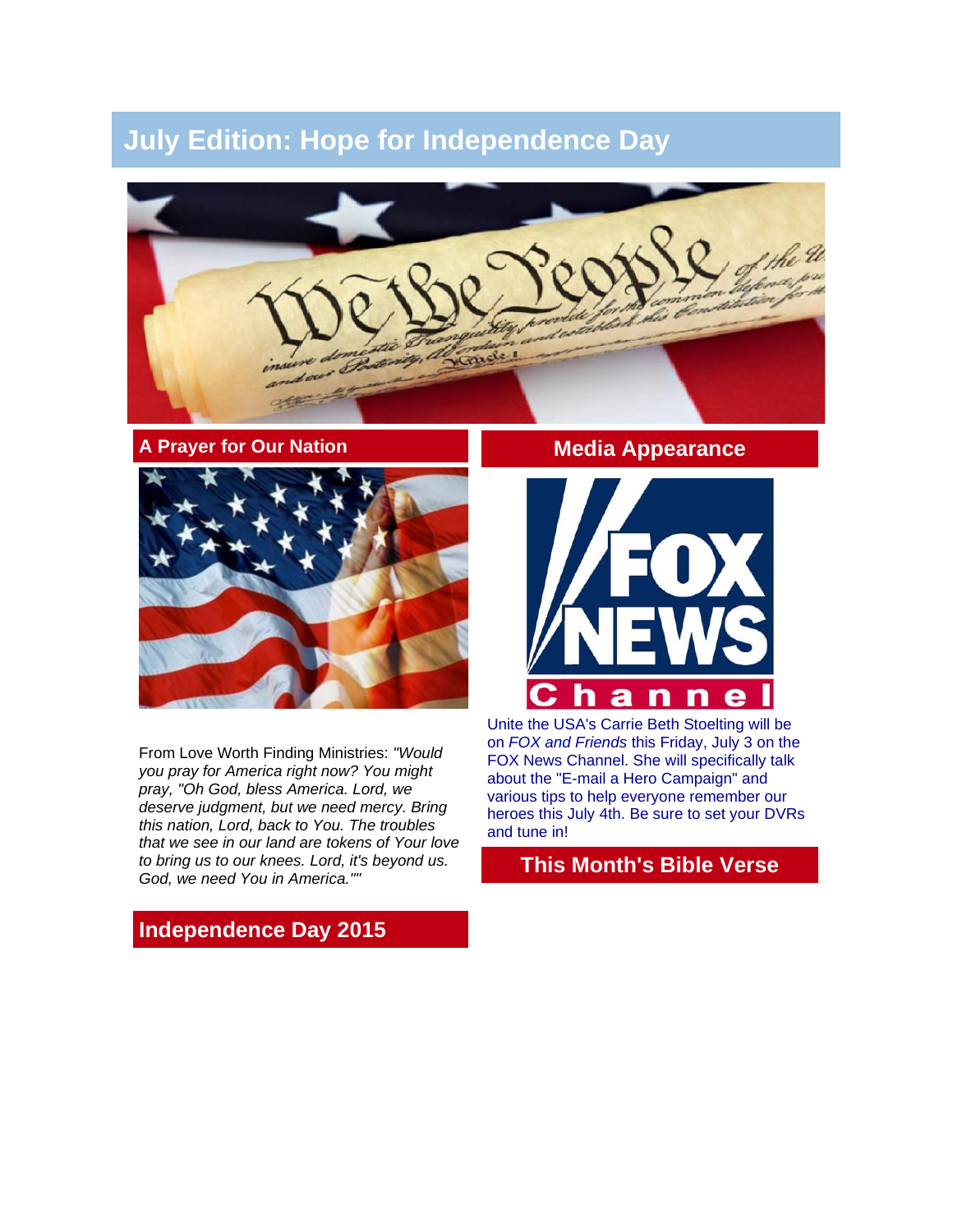# July Edition: Hope for Independence Day

## A Prayer for Our Nation

From Love Worth Finding Ministries: *"Would you pray for America right now? You might pray, "Oh God, bless America. Lord, we deserve judgment, but we need mercy. Bring this nation, Lord, back to You. The troubles that we see in our land are tokens of Your love to bring us to our knees. Lord, it's beyond us. God, we need You in America.""*

## Independence Day 2015

## Media Appearance

Unite the USA's Carrie Beth Stoelting will be on *FOX and Friends* this Friday, July 3 on the FOX News Channel. She will specifically talk about the "E-mail a Hero Campaign" and various tips to help everyone remember our heroes this July 4th. Be sure to set your DVRs and tune in!

## This Month's Bible Verse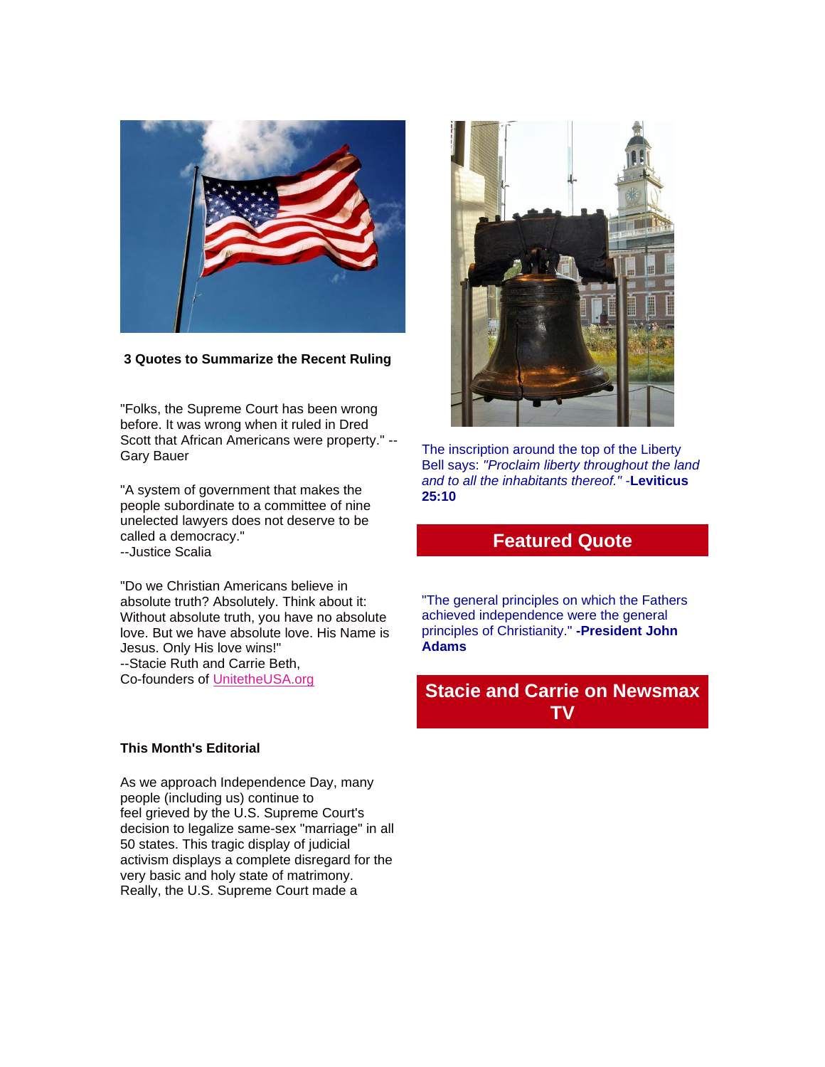### 3 Quotes to Summarize the Recent Ruling

"Folks, the Supreme Court has been wrong before. It was wrong when it ruled in Dred Scott that African Americans were property." --Gary Bauer

"A system of government that makes the people subordinate to a committee of nine unelected lawyers does not deserve to be called a democracy."
--Justice Scalia

"Do we Christian Americans believe in absolute truth? Absolutely. Think about it: Without absolute truth, you have no absolute love. But we have absolute love. His Name is Jesus. Only His love wins!"
--Stacie Ruth and Carrie Beth,
Co-founders of UnitetheUSA.org

### This Month's Editorial

As we approach Independence Day, many people (including us) continue to feel grieved by the U.S. Supreme Court's decision to legalize same-sex "marriage" in all 50 states. This tragic display of judicial activism displays a complete disregard for the very basic and holy state of matrimony. Really, the U.S. Supreme Court made a

The inscription around the top of the Liberty Bell says: *"Proclaim liberty throughout the land and to all the inhabitants thereof."* -**Leviticus 25:10**

## Featured Quote

"The general principles on which the Fathers achieved independence were the general principles of Christianity." **-President John Adams**

## Stacie and Carrie on Newsmax TV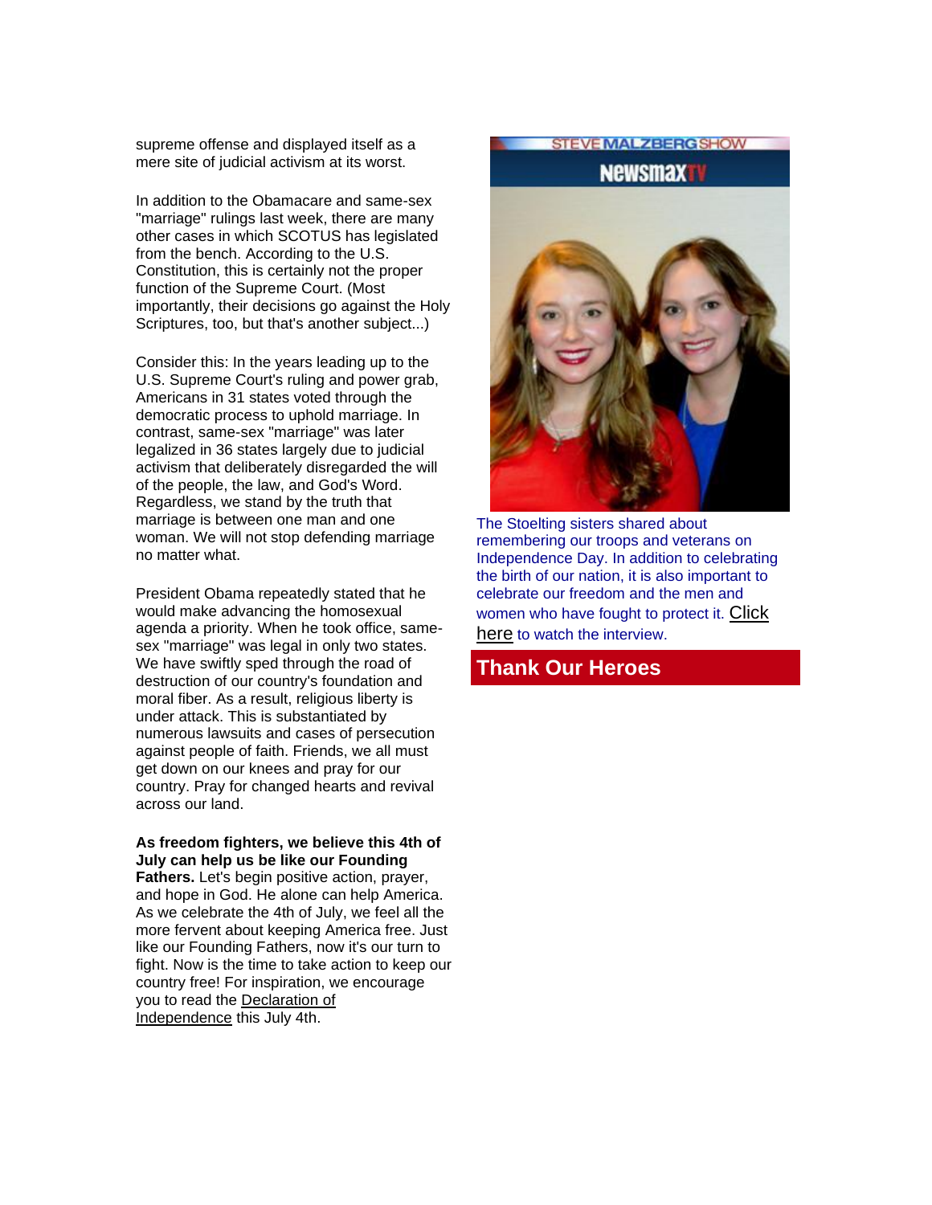supreme offense and displayed itself as a mere site of judicial activism at its worst.

In addition to the Obamacare and same-sex "marriage" rulings last week, there are many other cases in which SCOTUS has legislated from the bench. According to the U.S. Constitution, this is certainly not the proper function of the Supreme Court. (Most importantly, their decisions go against the Holy Scriptures, too, but that's another subject...)

Consider this: In the years leading up to the U.S. Supreme Court's ruling and power grab, Americans in 31 states voted through the democratic process to uphold marriage. In contrast, same-sex "marriage" was later legalized in 36 states largely due to judicial activism that deliberately disregarded the will of the people, the law, and God's Word. Regardless, we stand by the truth that marriage is between one man and one woman. We will not stop defending marriage no matter what.

President Obama repeatedly stated that he would make advancing the homosexual agenda a priority. When he took office, same-sex "marriage" was legal in only two states. We have swiftly sped through the road of destruction of our country's foundation and moral fiber. As a result, religious liberty is under attack. This is substantiated by numerous lawsuits and cases of persecution against people of faith. Friends, we all must get down on our knees and pray for our country. Pray for changed hearts and revival across our land.

**As freedom fighters, we believe this 4th of July can help us be like our Founding Fathers.** Let's begin positive action, prayer, and hope in God. He alone can help America. As we celebrate the 4th of July, we feel all the more fervent about keeping America free. Just like our Founding Fathers, now it's our turn to fight. Now is the time to take action to keep our country free! For inspiration, we encourage you to read the Declaration of Independence this July 4th.

The Stoelting sisters shared about remembering our troops and veterans on Independence Day. In addition to celebrating the birth of our nation, it is also important to celebrate our freedom and the men and women who have fought to protect it. Click here to watch the interview.

## Thank Our Heroes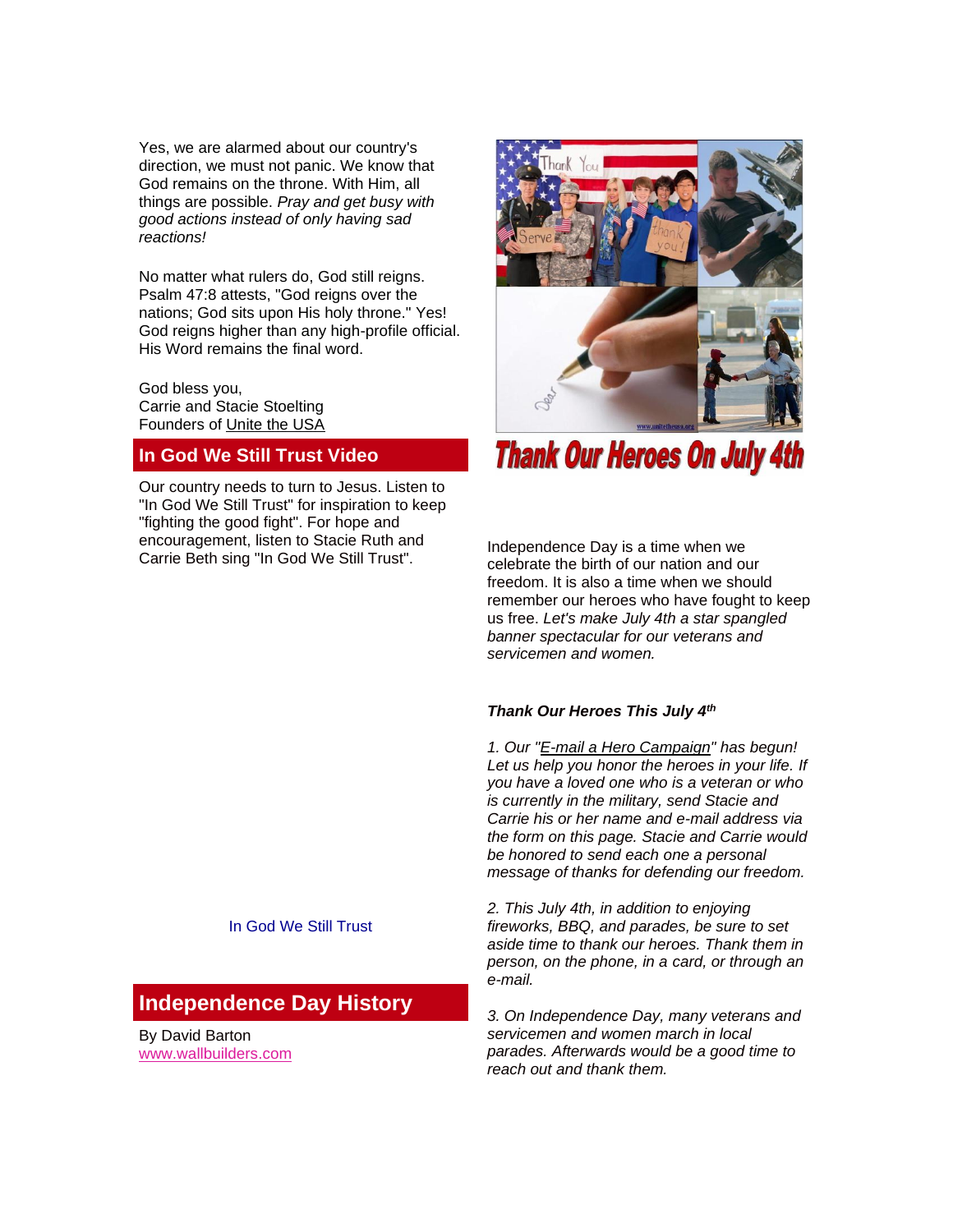Yes, we are alarmed about our country's direction, we must not panic. We know that God remains on the throne. With Him, all things are possible. *Pray and get busy with good actions instead of only having sad reactions!*

No matter what rulers do, God still reigns. Psalm 47:8 attests, "God reigns over the nations; God sits upon His holy throne." Yes! God reigns higher than any high-profile official. His Word remains the final word.

God bless you,
Carrie and Stacie Stoelting
Founders of Unite the USA

## In God We Still Trust Video

Our country needs to turn to Jesus. Listen to "In God We Still Trust" for inspiration to keep "fighting the good fight". For hope and encouragement, listen to Stacie Ruth and Carrie Beth sing "In God We Still Trust".

In God We Still Trust

## Independence Day History

By David Barton
www.wallbuilders.com

## Thank Our Heroes On July 4th

Independence Day is a time when we celebrate the birth of our nation and our freedom. It is also a time when we should remember our heroes who have fought to keep us free. *Let's make July 4th a star spangled banner spectacular for our veterans and servicemen and women.*

***Thank Our Heroes This July 4th***

*1. Our "E-mail a Hero Campaign" has begun! Let us help you honor the heroes in your life. If you have a loved one who is a veteran or who is currently in the military, send Stacie and Carrie his or her name and e-mail address via the form on this page. Stacie and Carrie would be honored to send each one a personal message of thanks for defending our freedom.*

*2. This July 4th, in addition to enjoying fireworks, BBQ, and parades, be sure to set aside time to thank our heroes. Thank them in person, on the phone, in a card, or through an e-mail.*

*3. On Independence Day, many veterans and servicemen and women march in local parades. Afterwards would be a good time to reach out and thank them.*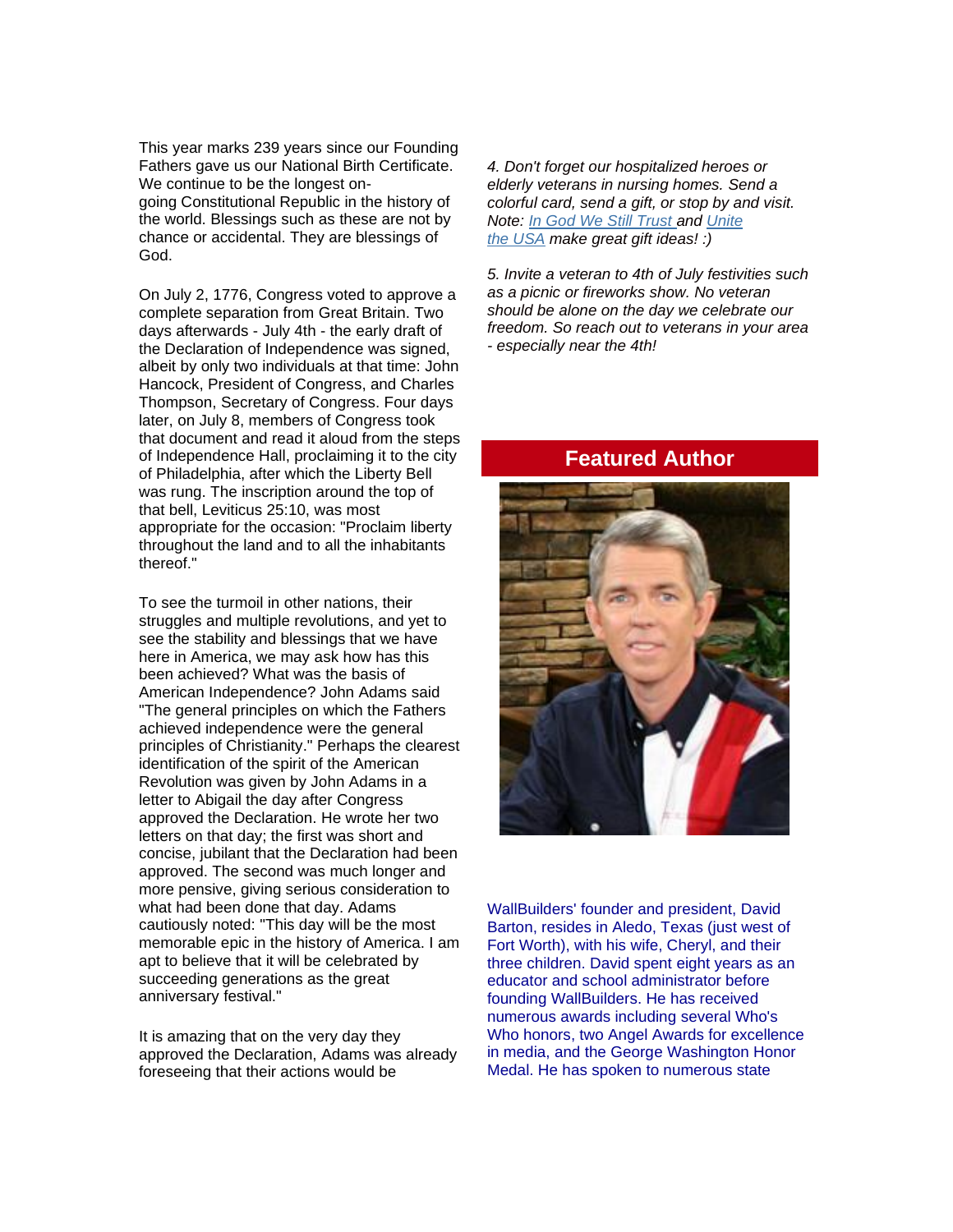This year marks 239 years since our Founding Fathers gave us our National Birth Certificate. We continue to be the longest on-going Constitutional Republic in the history of the world. Blessings such as these are not by chance or accidental. They are blessings of God.

On July 2, 1776, Congress voted to approve a complete separation from Great Britain. Two days afterwards - July 4th - the early draft of the Declaration of Independence was signed, albeit by only two individuals at that time: John Hancock, President of Congress, and Charles Thompson, Secretary of Congress. Four days later, on July 8, members of Congress took that document and read it aloud from the steps of Independence Hall, proclaiming it to the city of Philadelphia, after which the Liberty Bell was rung. The inscription around the top of that bell, Leviticus 25:10, was most appropriate for the occasion: "Proclaim liberty throughout the land and to all the inhabitants thereof."

To see the turmoil in other nations, their struggles and multiple revolutions, and yet to see the stability and blessings that we have here in America, we may ask how has this been achieved? What was the basis of American Independence? John Adams said "The general principles on which the Fathers achieved independence were the general principles of Christianity." Perhaps the clearest identification of the spirit of the American Revolution was given by John Adams in a letter to Abigail the day after Congress approved the Declaration. He wrote her two letters on that day; the first was short and concise, jubilant that the Declaration had been approved. The second was much longer and more pensive, giving serious consideration to what had been done that day. Adams cautiously noted: "This day will be the most memorable epic in the history of America. I am apt to believe that it will be celebrated by succeeding generations as the great anniversary festival."

It is amazing that on the very day they approved the Declaration, Adams was already foreseeing that their actions would be

*4. Don't forget our hospitalized heroes or elderly veterans in nursing homes. Send a colorful card, send a gift, or stop by and visit. Note: [In God We Still Trust ]and [Unite the USA] make great gift ideas! :)*

*5. Invite a veteran to 4th of July festivities such as a picnic or fireworks show. No veteran should be alone on the day we celebrate our freedom. So reach out to veterans in your area - especially near the 4th!*

## Featured Author

WallBuilders' founder and president, David Barton, resides in Aledo, Texas (just west of Fort Worth), with his wife, Cheryl, and their three children. David spent eight years as an educator and school administrator before founding WallBuilders. He has received numerous awards including several Who's Who honors, two Angel Awards for excellence in media, and the George Washington Honor Medal. He has spoken to numerous state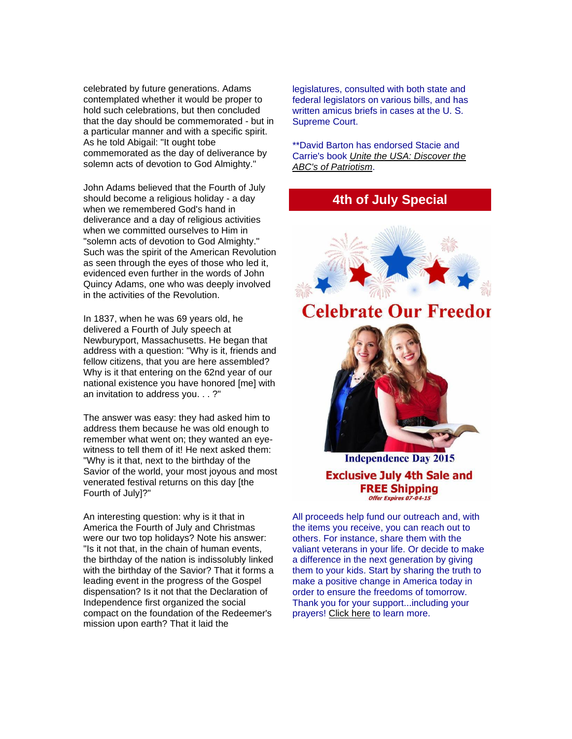celebrated by future generations. Adams contemplated whether it would be proper to hold such celebrations, but then concluded that the day should be commemorated - but in a particular manner and with a specific spirit. As he told Abigail: "It ought tobe commemorated as the day of deliverance by solemn acts of devotion to God Almighty."

John Adams believed that the Fourth of July should become a religious holiday - a day when we remembered God's hand in deliverance and a day of religious activities when we committed ourselves to Him in "solemn acts of devotion to God Almighty." Such was the spirit of the American Revolution as seen through the eyes of those who led it, evidenced even further in the words of John Quincy Adams, one who was deeply involved in the activities of the Revolution.

In 1837, when he was 69 years old, he delivered a Fourth of July speech at Newburyport, Massachusetts. He began that address with a question: "Why is it, friends and fellow citizens, that you are here assembled? Why is it that entering on the 62nd year of our national existence you have honored [me] with an invitation to address you. . . ?"

The answer was easy: they had asked him to address them because he was old enough to remember what went on; they wanted an eye-witness to tell them of it! He next asked them: "Why is it that, next to the birthday of the Savior of the world, your most joyous and most venerated festival returns on this day [the Fourth of July]?"

An interesting question: why is it that in America the Fourth of July and Christmas were our two top holidays? Note his answer: "Is it not that, in the chain of human events, the birthday of the nation is indissolubly linked with the birthday of the Savior? That it forms a leading event in the progress of the Gospel dispensation? Is it not that the Declaration of Independence first organized the social compact on the foundation of the Redeemer's mission upon earth? That it laid the

legislatures, consulted with both state and federal legislators on various bills, and has written amicus briefs in cases at the U. S. Supreme Court.

**David Barton has endorsed Stacie and Carrie's book *Unite the USA: Discover the ABC's of Patriotism*.

## 4th of July Special

Celebrate Our Freedom

Independence Day 2015

**Exclusive July 4th Sale and FREE Shipping**

*Offer Expires 07-04-15*

All proceeds help fund our outreach and, with the items you receive, you can reach out to others. For instance, share them with the valiant veterans in your life. Or decide to make a difference in the next generation by giving them to your kids. Start by sharing the truth to make a positive change in America today in order to ensure the freedoms of tomorrow. Thank you for your support...including your prayers! Click here to learn more.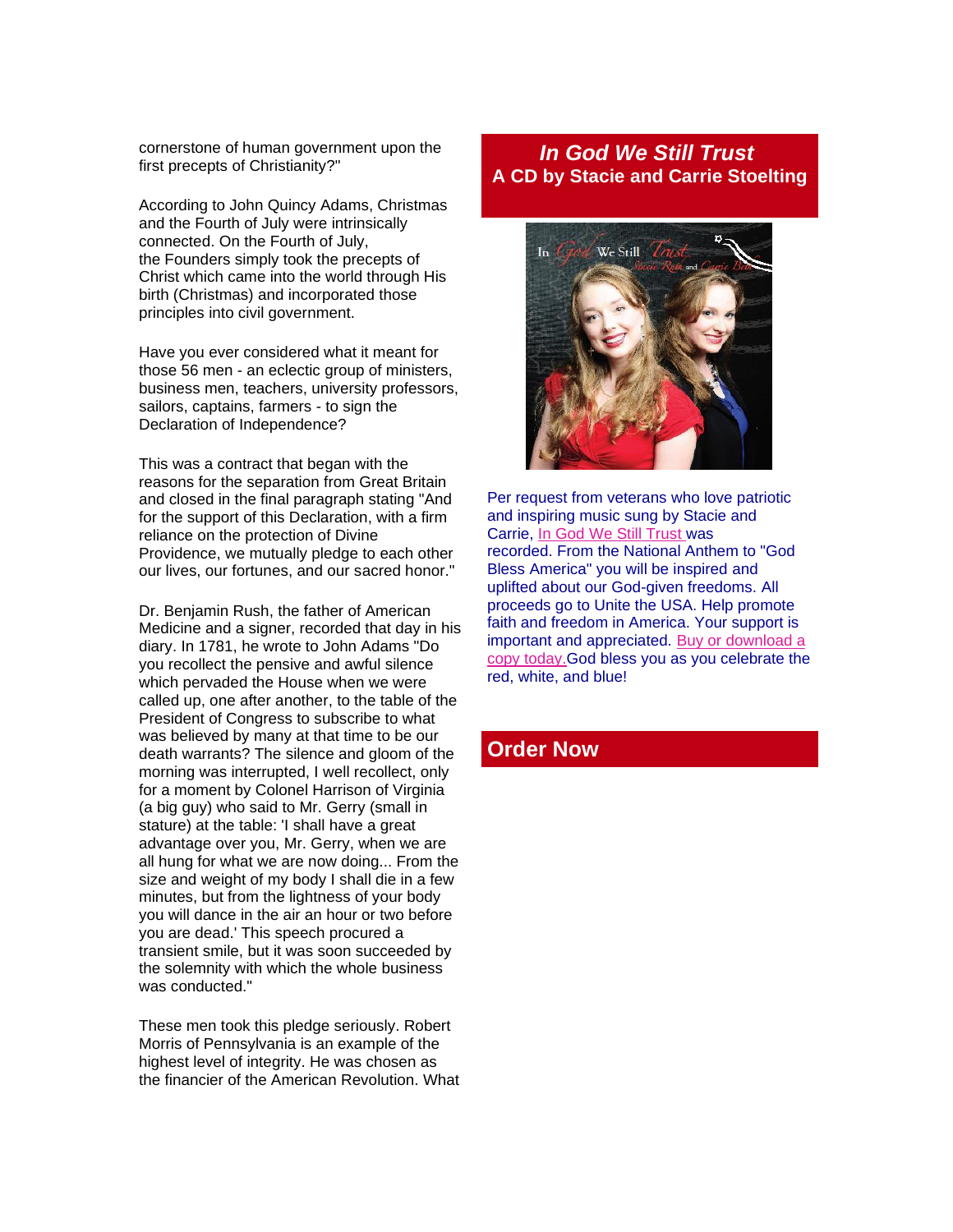cornerstone of human government upon the first precepts of Christianity?"

According to John Quincy Adams, Christmas and the Fourth of July were intrinsically connected. On the Fourth of July, the Founders simply took the precepts of Christ which came into the world through His birth (Christmas) and incorporated those principles into civil government.

Have you ever considered what it meant for those 56 men - an eclectic group of ministers, business men, teachers, university professors, sailors, captains, farmers - to sign the Declaration of Independence?

This was a contract that began with the reasons for the separation from Great Britain and closed in the final paragraph stating "And for the support of this Declaration, with a firm reliance on the protection of Divine Providence, we mutually pledge to each other our lives, our fortunes, and our sacred honor."

Dr. Benjamin Rush, the father of American Medicine and a signer, recorded that day in his diary. In 1781, he wrote to John Adams "Do you recollect the pensive and awful silence which pervaded the House when we were called up, one after another, to the table of the President of Congress to subscribe to what was believed by many at that time to be our death warrants? The silence and gloom of the morning was interrupted, I well recollect, only for a moment by Colonel Harrison of Virginia (a big guy) who said to Mr. Gerry (small in stature) at the table: 'I shall have a great advantage over you, Mr. Gerry, when we are all hung for what we are now doing... From the size and weight of my body I shall die in a few minutes, but from the lightness of your body you will dance in the air an hour or two before you are dead.' This speech procured a transient smile, but it was soon succeeded by the solemnity with which the whole business was conducted."

These men took this pledge seriously. Robert Morris of Pennsylvania is an example of the highest level of integrity. He was chosen as the financier of the American Revolution. What

## *In God We Still Trust*
## A CD by Stacie and Carrie Stoelting

Per request from veterans who love patriotic and inspiring music sung by Stacie and Carrie, In God We Still Trust was recorded. From the National Anthem to "God Bless America" you will be inspired and uplifted about our God-given freedoms. All proceeds go to Unite the USA. Help promote faith and freedom in America. Your support is important and appreciated. Buy or download a copy today. God bless you as you celebrate the red, white, and blue!

## Order Now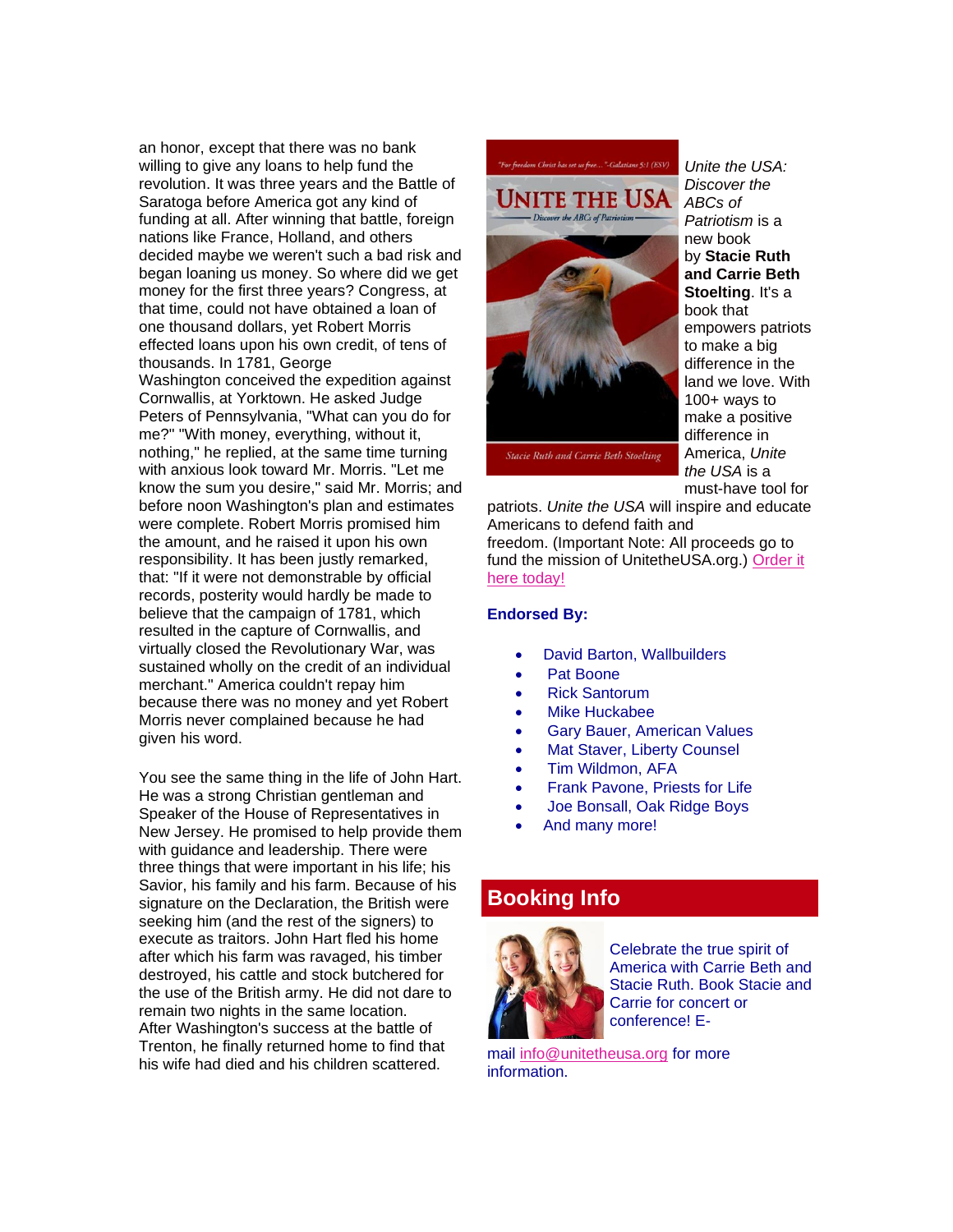an honor, except that there was no bank willing to give any loans to help fund the revolution. It was three years and the Battle of Saratoga before America got any kind of funding at all. After winning that battle, foreign nations like France, Holland, and others decided maybe we weren't such a bad risk and began loaning us money. So where did we get money for the first three years? Congress, at that time, could not have obtained a loan of one thousand dollars, yet Robert Morris effected loans upon his own credit, of tens of thousands. In 1781, George Washington conceived the expedition against Cornwallis, at Yorktown. He asked Judge Peters of Pennsylvania, "What can you do for me?" "With money, everything, without it, nothing," he replied, at the same time turning with anxious look toward Mr. Morris. "Let me know the sum you desire," said Mr. Morris; and before noon Washington's plan and estimates were complete. Robert Morris promised him the amount, and he raised it upon his own responsibility. It has been justly remarked, that: "If it were not demonstrable by official records, posterity would hardly be made to believe that the campaign of 1781, which resulted in the capture of Cornwallis, and virtually closed the Revolutionary War, was sustained wholly on the credit of an individual merchant." America couldn't repay him because there was no money and yet Robert Morris never complained because he had given his word.

You see the same thing in the life of John Hart. He was a strong Christian gentleman and Speaker of the House of Representatives in New Jersey. He promised to help provide them with guidance and leadership. There were three things that were important in his life; his Savior, his family and his farm. Because of his signature on the Declaration, the British were seeking him (and the rest of the signers) to execute as traitors. John Hart fled his home after which his farm was ravaged, his timber destroyed, his cattle and stock butchered for the use of the British army. He did not dare to remain two nights in the same location. After Washington's success at the battle of Trenton, he finally returned home to find that his wife had died and his children scattered.

*Unite the USA: Discover the ABCs of Patriotism* is a new book by **Stacie Ruth and Carrie Beth Stoelting**. It's a book that empowers patriots to make a big difference in the land we love. With 100+ ways to make a positive difference in America, *Unite the USA* is a must-have tool for patriots. *Unite the USA* will inspire and educate Americans to defend faith and freedom. (Important Note: All proceeds go to fund the mission of UnitetheUSA.org.) Order it here today!

**Endorsed By:**

- David Barton, Wallbuilders
- Pat Boone
- Rick Santorum
- Mike Huckabee
- Gary Bauer, American Values
- Mat Staver, Liberty Counsel
- Tim Wildmon, AFA
- Frank Pavone, Priests for Life
- Joe Bonsall, Oak Ridge Boys
- And many more!

## Booking Info

Celebrate the true spirit of America with Carrie Beth and Stacie Ruth. Book Stacie and Carrie for concert or conference! E-mail info@unitetheusa.org for more information.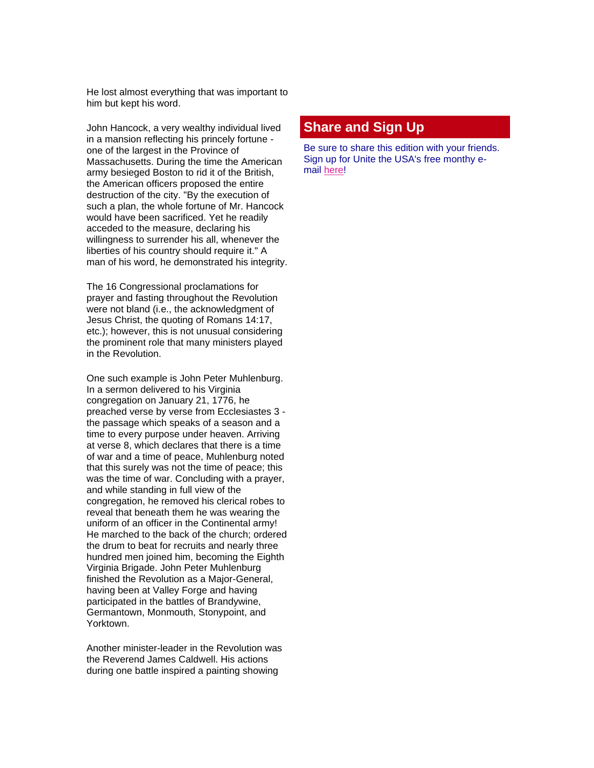He lost almost everything that was important to him but kept his word.

John Hancock, a very wealthy individual lived in a mansion reflecting his princely fortune - one of the largest in the Province of Massachusetts. During the time the American army besieged Boston to rid it of the British, the American officers proposed the entire destruction of the city. "By the execution of such a plan, the whole fortune of Mr. Hancock would have been sacrificed. Yet he readily acceded to the measure, declaring his willingness to surrender his all, whenever the liberties of his country should require it." A man of his word, he demonstrated his integrity.

The 16 Congressional proclamations for prayer and fasting throughout the Revolution were not bland (i.e., the acknowledgment of Jesus Christ, the quoting of Romans 14:17, etc.); however, this is not unusual considering the prominent role that many ministers played in the Revolution.

One such example is John Peter Muhlenburg. In a sermon delivered to his Virginia congregation on January 21, 1776, he preached verse by verse from Ecclesiastes 3 - the passage which speaks of a season and a time to every purpose under heaven. Arriving at verse 8, which declares that there is a time of war and a time of peace, Muhlenburg noted that this surely was not the time of peace; this was the time of war. Concluding with a prayer, and while standing in full view of the congregation, he removed his clerical robes to reveal that beneath them he was wearing the uniform of an officer in the Continental army! He marched to the back of the church; ordered the drum to beat for recruits and nearly three hundred men joined him, becoming the Eighth Virginia Brigade. John Peter Muhlenburg finished the Revolution as a Major-General, having been at Valley Forge and having participated in the battles of Brandywine, Germantown, Monmouth, Stonypoint, and Yorktown.

Another minister-leader in the Revolution was the Reverend James Caldwell. His actions during one battle inspired a painting showing

## Share and Sign Up

Be sure to share this edition with your friends. Sign up for Unite the USA's free monthy e-mail here!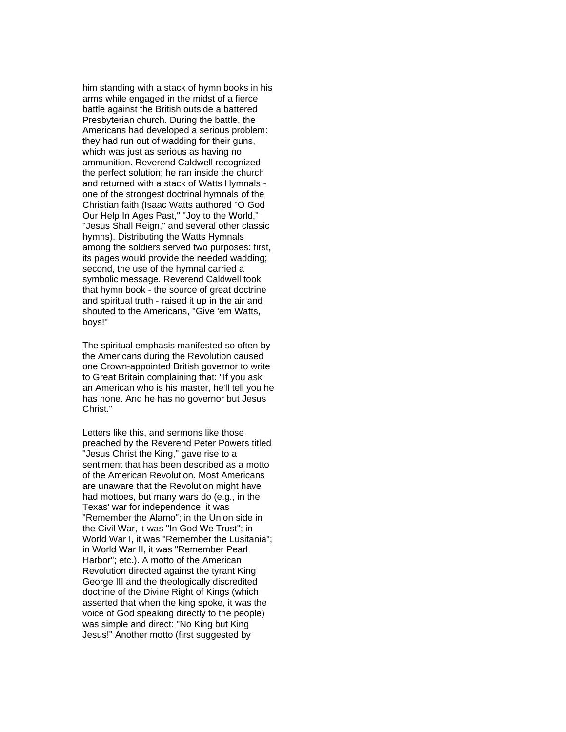him standing with a stack of hymn books in his arms while engaged in the midst of a fierce battle against the British outside a battered Presbyterian church. During the battle, the Americans had developed a serious problem: they had run out of wadding for their guns, which was just as serious as having no ammunition. Reverend Caldwell recognized the perfect solution; he ran inside the church and returned with a stack of Watts Hymnals - one of the strongest doctrinal hymnals of the Christian faith (Isaac Watts authored "O God Our Help In Ages Past," "Joy to the World," "Jesus Shall Reign," and several other classic hymns). Distributing the Watts Hymnals among the soldiers served two purposes: first, its pages would provide the needed wadding; second, the use of the hymnal carried a symbolic message. Reverend Caldwell took that hymn book - the source of great doctrine and spiritual truth - raised it up in the air and shouted to the Americans, "Give 'em Watts, boys!"

The spiritual emphasis manifested so often by the Americans during the Revolution caused one Crown-appointed British governor to write to Great Britain complaining that: "If you ask an American who is his master, he'll tell you he has none. And he has no governor but Jesus Christ."

Letters like this, and sermons like those preached by the Reverend Peter Powers titled "Jesus Christ the King," gave rise to a sentiment that has been described as a motto of the American Revolution. Most Americans are unaware that the Revolution might have had mottoes, but many wars do (e.g., in the Texas' war for independence, it was "Remember the Alamo"; in the Union side in the Civil War, it was "In God We Trust"; in World War I, it was "Remember the Lusitania"; in World War II, it was "Remember Pearl Harbor"; etc.). A motto of the American Revolution directed against the tyrant King George III and the theologically discredited doctrine of the Divine Right of Kings (which asserted that when the king spoke, it was the voice of God speaking directly to the people) was simple and direct: "No King but King Jesus!" Another motto (first suggested by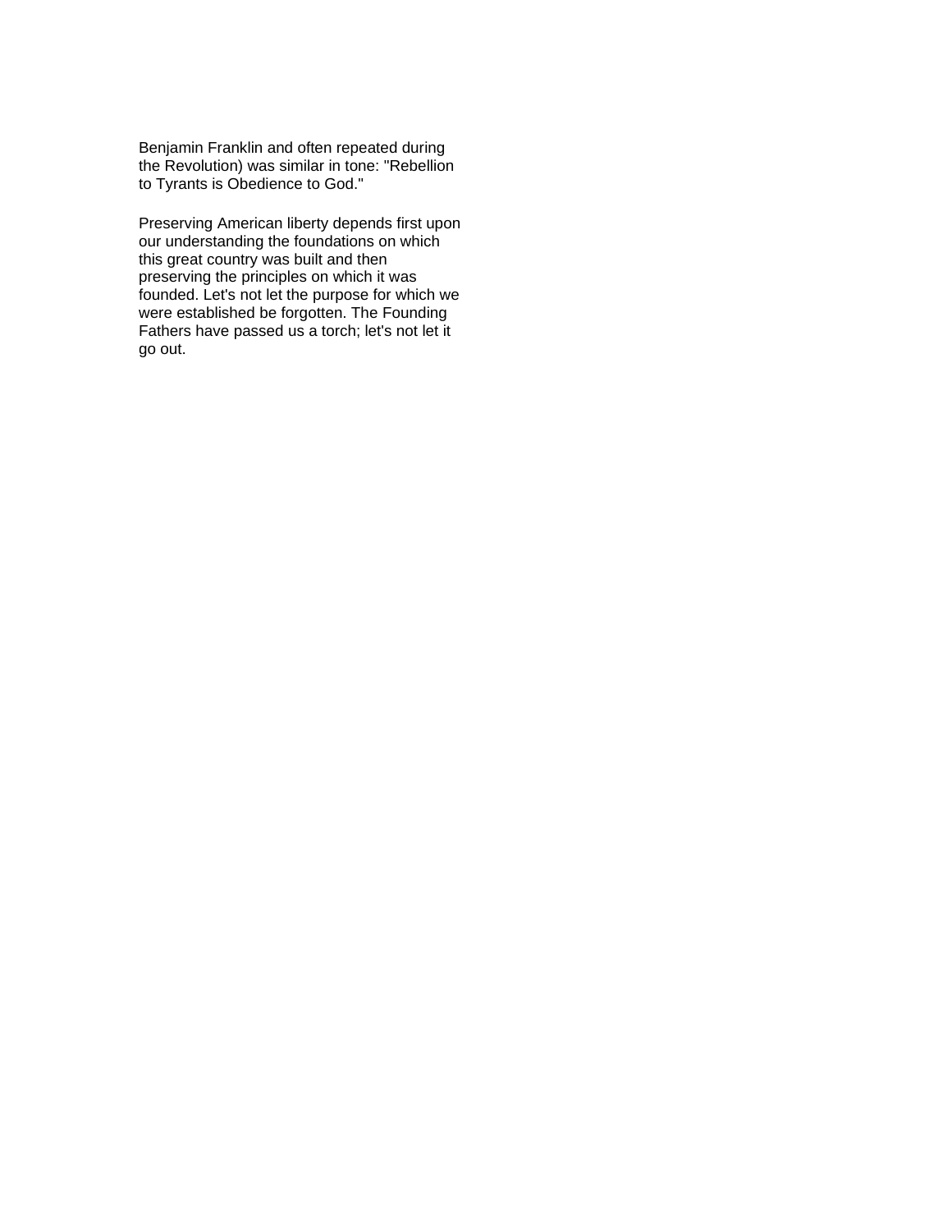Benjamin Franklin and often repeated during the Revolution) was similar in tone: "Rebellion to Tyrants is Obedience to God."

Preserving American liberty depends first upon our understanding the foundations on which this great country was built and then preserving the principles on which it was founded. Let's not let the purpose for which we were established be forgotten. The Founding Fathers have passed us a torch; let's not let it go out.